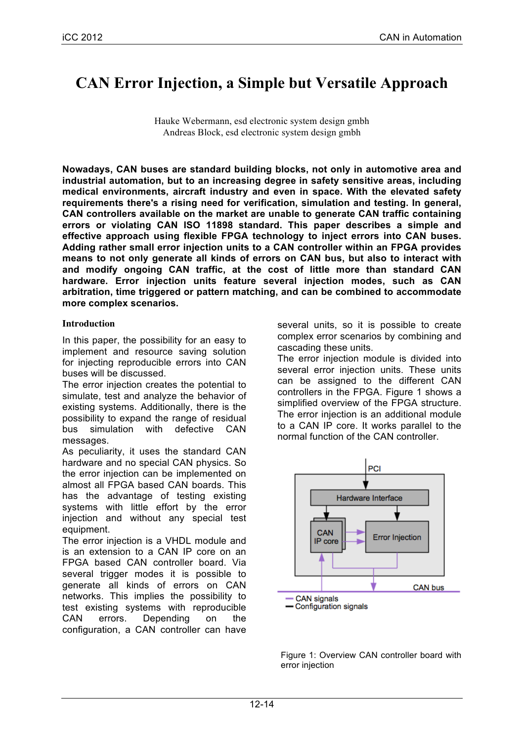# CAN Error Injection, a Simple but Versatile Approach

Hauke Webermann, esd electronic system design gmbh
Andreas Block, esd electronic system design gmbh

**Nowadays, CAN buses are standard building blocks, not only in automotive area and industrial automation, but to an increasing degree in safety sensitive areas, including medical environments, aircraft industry and even in space. With the elevated safety requirements there's a rising need for verification, simulation and testing. In general, CAN controllers available on the market are unable to generate CAN traffic containing errors or violating CAN ISO 11898 standard. This paper describes a simple and effective approach using flexible FPGA technology to inject errors into CAN buses. Adding rather small error injection units to a CAN controller within an FPGA provides means to not only generate all kinds of errors on CAN bus, but also to interact with and modify ongoing CAN traffic, at the cost of little more than standard CAN hardware. Error injection units feature several injection modes, such as CAN arbitration, time triggered or pattern matching, and can be combined to accommodate more complex scenarios.**

## Introduction

In this paper, the possibility for an easy to implement and resource saving solution for injecting reproducible errors into CAN buses will be discussed.

The error injection creates the potential to simulate, test and analyze the behavior of existing systems. Additionally, there is the possibility to expand the range of residual bus simulation with defective CAN messages.

As peculiarity, it uses the standard CAN hardware and no special CAN physics. So the error injection can be implemented on almost all FPGA based CAN boards. This has the advantage of testing existing systems with little effort by the error injection and without any special test equipment.

The error injection is a VHDL module and is an extension to a CAN IP core on an FPGA based CAN controller board. Via several trigger modes it is possible to generate all kinds of errors on CAN networks. This implies the possibility to test existing systems with reproducible CAN errors. Depending on the configuration, a CAN controller can have several units, so it is possible to create complex error scenarios by combining and cascading these units.

The error injection module is divided into several error injection units. These units can be assigned to the different CAN controllers in the FPGA. Figure 1 shows a simplified overview of the FPGA structure.

The error injection is an additional module to a CAN IP core. It works parallel to the normal function of the CAN controller.

PCI

Hardware Interface

CAN IP core

Error Injection

CAN bus

— CAN signals
— Configuration signals

Figure 1: Overview CAN controller board with error injection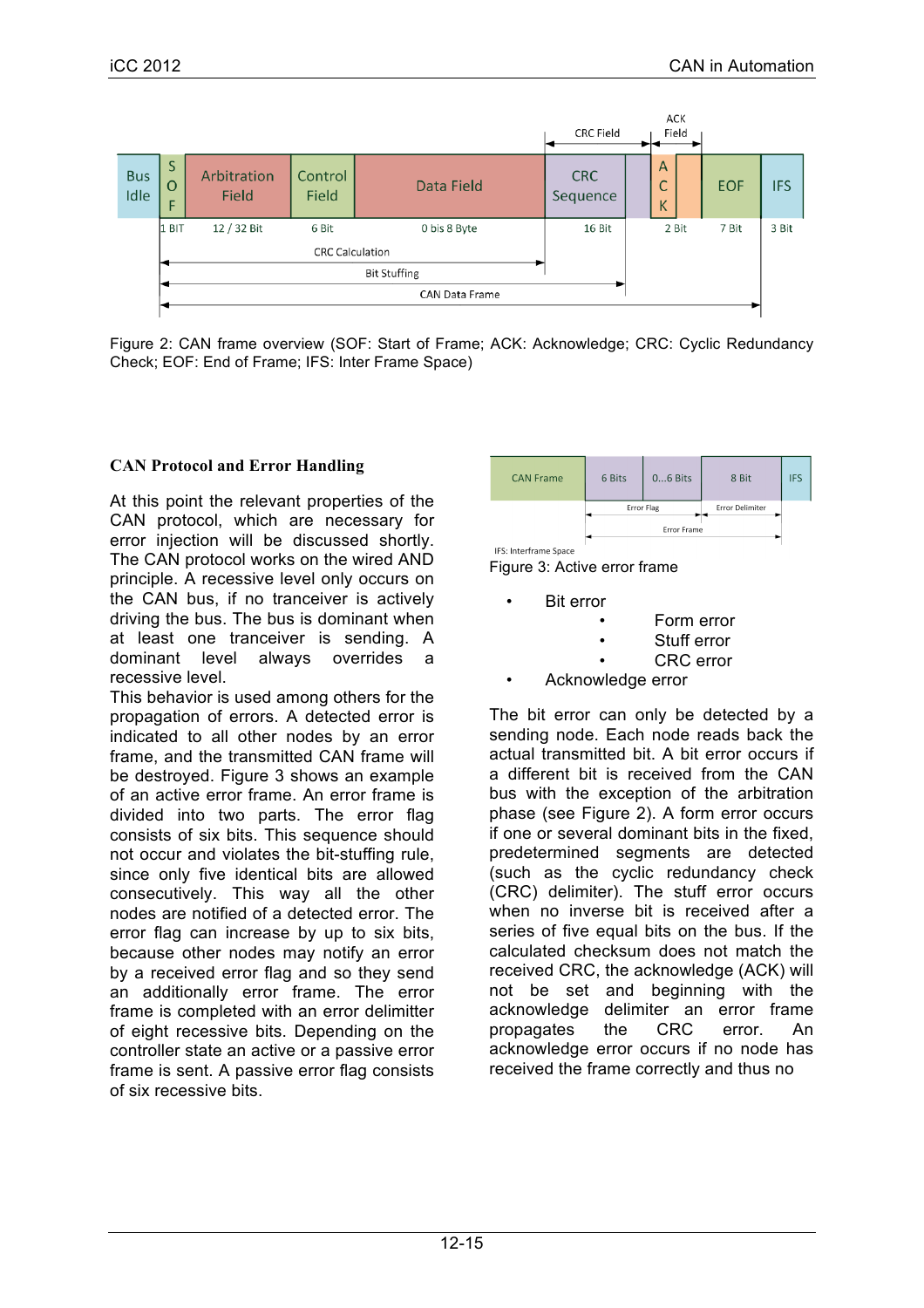Figure 2: CAN frame overview (SOF: Start of Frame; ACK: Acknowledge; CRC: Cyclic Redundancy Check; EOF: End of Frame; IFS: Inter Frame Space)

### CAN Protocol and Error Handling

At this point the relevant properties of the CAN protocol, which are necessary for error injection will be discussed shortly. The CAN protocol works on the wired AND principle. A recessive level only occurs on the CAN bus, if no tranceiver is actively driving the bus. The bus is dominant when at least one tranceiver is sending. A dominant level always overrides a recessive level.

This behavior is used among others for the propagation of errors. A detected error is indicated to all other nodes by an error frame, and the transmitted CAN frame will be destroyed. Figure 3 shows an example of an active error frame. An error frame is divided into two parts. The error flag consists of six bits. This sequence should not occur and violates the bit-stuffing rule, since only five identical bits are allowed consecutively. This way all the other nodes are notified of a detected error. The error flag can increase by up to six bits, because other nodes may notify an error by a received error flag and so they send an additionally error frame. The error frame is completed with an error delimitter of eight recessive bits. Depending on the controller state an active or a passive error frame is sent. A passive error flag consists of six recessive bits.

Figure 3: Active error frame

- Bit error
  - Form error
  - Stuff error
  - CRC error
- Acknowledge error

The bit error can only be detected by a sending node. Each node reads back the actual transmitted bit. A bit error occurs if a different bit is received from the CAN bus with the exception of the arbitration phase (see Figure 2). A form error occurs if one or several dominant bits in the fixed, predetermined segments are detected (such as the cyclic redundancy check (CRC) delimiter). The stuff error occurs when no inverse bit is received after a series of five equal bits on the bus. If the calculated checksum does not match the received CRC, the acknowledge (ACK) will not be set and beginning with the acknowledge delimiter an error frame propagates the CRC error. An acknowledge error occurs if no node has received the frame correctly and thus no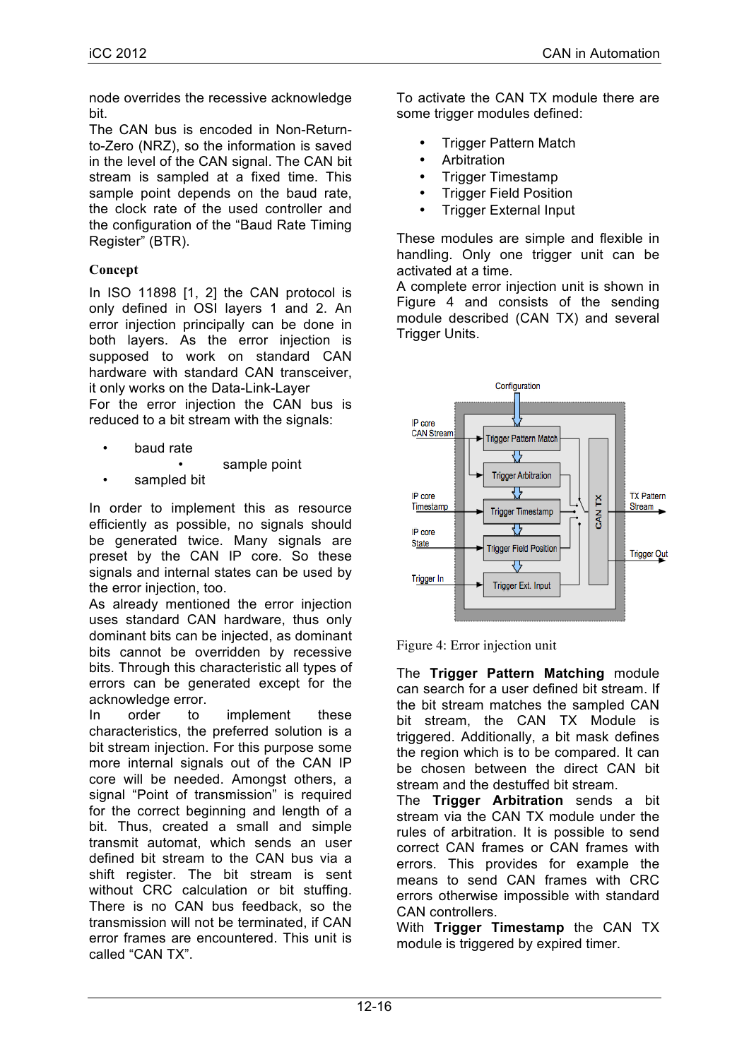node overrides the recessive acknowledge bit.

The CAN bus is encoded in Non-Return-to-Zero (NRZ), so the information is saved in the level of the CAN signal. The CAN bit stream is sampled at a fixed time. This sample point depends on the baud rate, the clock rate of the used controller and the configuration of the "Baud Rate Timing Register" (BTR).

### Concept

In ISO 11898 [1, 2] the CAN protocol is only defined in OSI layers 1 and 2. An error injection principally can be done in both layers. As the error injection is supposed to work on standard CAN hardware with standard CAN transceiver, it only works on the Data-Link-Layer

For the error injection the CAN bus is reduced to a bit stream with the signals:

- baud rate
- sample point
- sampled bit

In order to implement this as resource efficiently as possible, no signals should be generated twice. Many signals are preset by the CAN IP core. So these signals and internal states can be used by the error injection, too.

As already mentioned the error injection uses standard CAN hardware, thus only dominant bits can be injected, as dominant bits cannot be overridden by recessive bits. Through this characteristic all types of errors can be generated except for the acknowledge error.

In order to implement these characteristics, the preferred solution is a bit stream injection. For this purpose some more internal signals out of the CAN IP core will be needed. Amongst others, a signal "Point of transmission" is required for the correct beginning and length of a bit. Thus, created a small and simple transmit automat, which sends an user defined bit stream to the CAN bus via a shift register. The bit stream is sent without CRC calculation or bit stuffing. There is no CAN bus feedback, so the transmission will not be terminated, if CAN error frames are encountered. This unit is called "CAN TX".

To activate the CAN TX module there are some trigger modules defined:

- Trigger Pattern Match
- Arbitration
- Trigger Timestamp
- Trigger Field Position
- Trigger External Input

These modules are simple and flexible in handling. Only one trigger unit can be activated at a time.

A complete error injection unit is shown in Figure 4 and consists of the sending module described (CAN TX) and several Trigger Units.

Figure 4: Error injection unit

The **Trigger Pattern Matching** module can search for a user defined bit stream. If the bit stream matches the sampled CAN bit stream, the CAN TX Module is triggered. Additionally, a bit mask defines the region which is to be compared. It can be chosen between the direct CAN bit stream and the destuffed bit stream.

The **Trigger Arbitration** sends a bit stream via the CAN TX module under the rules of arbitration. It is possible to send correct CAN frames or CAN frames with errors. This provides for example the means to send CAN frames with CRC errors otherwise impossible with standard CAN controllers.

With **Trigger Timestamp** the CAN TX module is triggered by expired timer.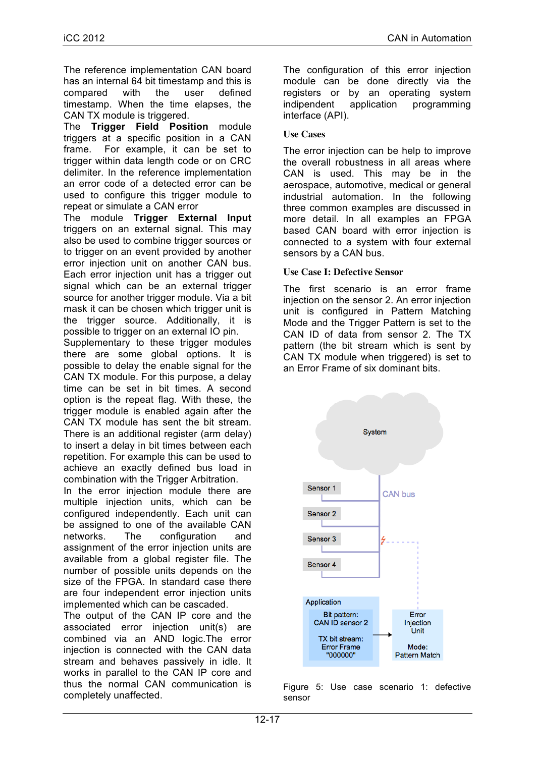The reference implementation CAN board has an internal 64 bit timestamp and this is compared with the user defined timestamp. When the time elapses, the CAN TX module is triggered.

The **Trigger Field Position** module triggers at a specific position in a CAN frame. For example, it can be set to trigger within data length code or on CRC delimiter. In the reference implementation an error code of a detected error can be used to configure this trigger module to repeat or simulate a CAN error

The module **Trigger External Input** triggers on an external signal. This may also be used to combine trigger sources or to trigger on an event provided by another error injection unit on another CAN bus. Each error injection unit has a trigger out signal which can be an external trigger source for another trigger module. Via a bit mask it can be chosen which trigger unit is the trigger source. Additionally, it is possible to trigger on an external IO pin.

Supplementary to these trigger modules there are some global options. It is possible to delay the enable signal for the CAN TX module. For this purpose, a delay time can be set in bit times. A second option is the repeat flag. With these, the trigger module is enabled again after the CAN TX module has sent the bit stream. There is an additional register (arm delay) to insert a delay in bit times between each repetition. For example this can be used to achieve an exactly defined bus load in combination with the Trigger Arbitration.

In the error injection module there are multiple injection units, which can be configured independently. Each unit can be assigned to one of the available CAN networks. The configuration and assignment of the error injection units are available from a global register file. The number of possible units depends on the size of the FPGA. In standard case there are four independent error injection units implemented which can be cascaded.

The output of the CAN IP core and the associated error injection unit(s) are combined via an AND logic.The error injection is connected with the CAN data stream and behaves passively in idle. It works in parallel to the CAN IP core and thus the normal CAN communication is completely unaffected.

The configuration of this error injection module can be done directly via the registers or by an operating system independent application programming interface (API).

## Use Cases

The error injection can be help to improve the overall robustness in all areas where CAN is used. This may be in the aerospace, automotive, medical or general industrial automation. In the following three common examples are discussed in more detail. In all examples an FPGA based CAN board with error injection is connected to a system with four external sensors by a CAN bus.

### Use Case I: Defective Sensor

The first scenario is an error frame injection on the sensor 2. An error injection unit is configured in Pattern Matching Mode and the Trigger Pattern is set to the CAN ID of data from sensor 2. The TX pattern (the bit stream which is sent by CAN TX module when triggered) is set to an Error Frame of six dominant bits.

Figure 5: Use case scenario 1: defective sensor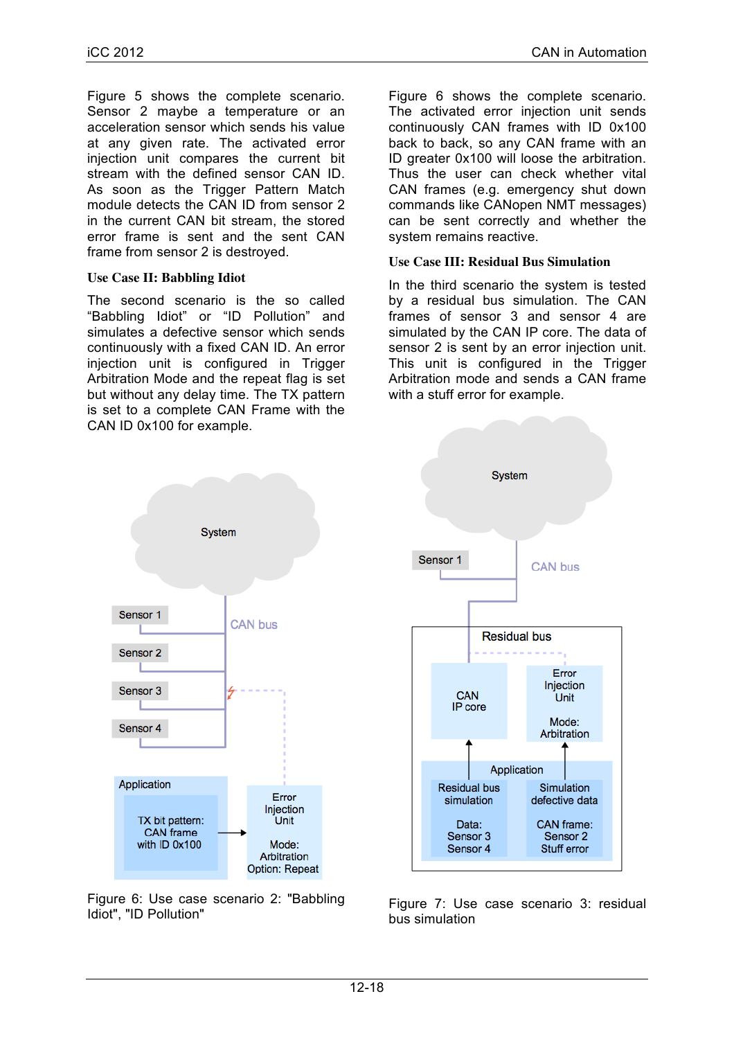Figure 5 shows the complete scenario. Sensor 2 maybe a temperature or an acceleration sensor which sends his value at any given rate. The activated error injection unit compares the current bit stream with the defined sensor CAN ID. As soon as the Trigger Pattern Match module detects the CAN ID from sensor 2 in the current CAN bit stream, the stored error frame is sent and the sent CAN frame from sensor 2 is destroyed.

### Use Case II: Babbling Idiot

The second scenario is the so called "Babbling Idiot" or "ID Pollution" and simulates a defective sensor which sends continuously with a fixed CAN ID. An error injection unit is configured in Trigger Arbitration Mode and the repeat flag is set but without any delay time. The TX pattern is set to a complete CAN Frame with the CAN ID 0x100 for example.

Figure 6: Use case scenario 2: "Babbling Idiot", "ID Pollution"

Figure 6 shows the complete scenario. The activated error injection unit sends continuously CAN frames with ID 0x100 back to back, so any CAN frame with an ID greater 0x100 will loose the arbitration. Thus the user can check whether vital CAN frames (e.g. emergency shut down commands like CANopen NMT messages) can be sent correctly and whether the system remains reactive.

### Use Case III: Residual Bus Simulation

In the third scenario the system is tested by a residual bus simulation. The CAN frames of sensor 3 and sensor 4 are simulated by the CAN IP core. The data of sensor 2 is sent by an error injection unit. This unit is configured in the Trigger Arbitration mode and sends a CAN frame with a stuff error for example.

Figure 7: Use case scenario 3: residual bus simulation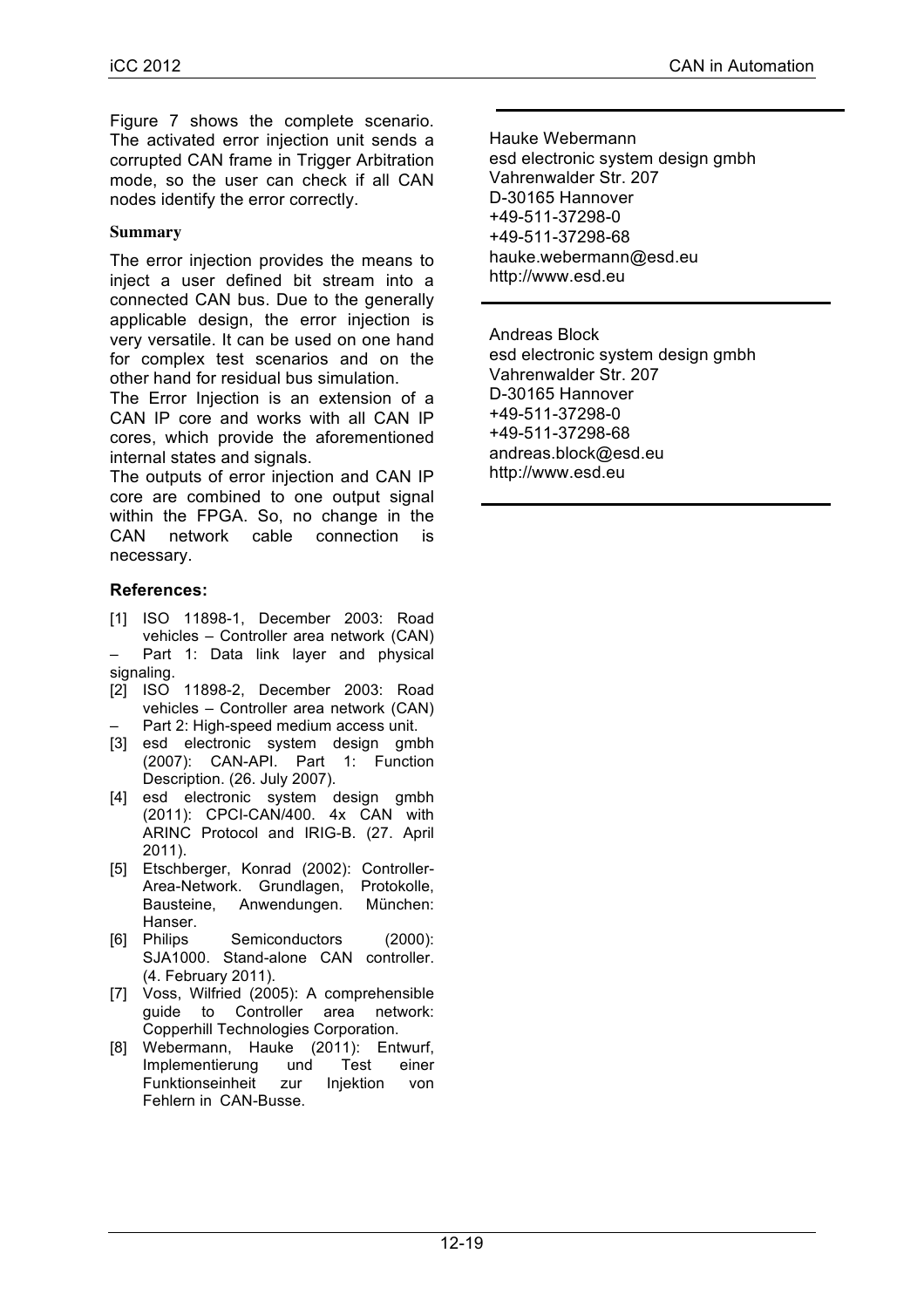Figure 7 shows the complete scenario. The activated error injection unit sends a corrupted CAN frame in Trigger Arbitration mode, so the user can check if all CAN nodes identify the error correctly.

### Summary

The error injection provides the means to inject a user defined bit stream into a connected CAN bus. Due to the generally applicable design, the error injection is very versatile. It can be used on one hand for complex test scenarios and on the other hand for residual bus simulation.

The Error Injection is an extension of a CAN IP core and works with all CAN IP cores, which provide the aforementioned internal states and signals.

The outputs of error injection and CAN IP core are combined to one output signal within the FPGA. So, no change in the CAN network cable connection is necessary.

### References:

[1] ISO 11898-1, December 2003: Road vehicles – Controller area network (CAN) – Part 1: Data link layer and physical signaling.

[2] ISO 11898-2, December 2003: Road vehicles – Controller area network (CAN) – Part 2: High-speed medium access unit.

[3] esd electronic system design gmbh (2007): CAN-API. Part 1: Function Description. (26. July 2007).

[4] esd electronic system design gmbh (2011): CPCI-CAN/400. 4x CAN with ARINC Protocol and IRIG-B. (27. April 2011).

[5] Etschberger, Konrad (2002): Controller-Area-Network. Grundlagen, Protokolle, Bausteine, Anwendungen. München: Hanser.

[6] Philips Semiconductors (2000): SJA1000. Stand-alone CAN controller. (4. February 2011).

[7] Voss, Wilfried (2005): A comprehensible guide to Controller area network: Copperhill Technologies Corporation.

[8] Webermann, Hauke (2011): Entwurf, Implementierung und Test einer Funktionseinheit zur Injektion von Fehlern in CAN-Busse.

---

Hauke Webermann
esd electronic system design gmbh
Vahrenwalder Str. 207
D-30165 Hannover
+49-511-37298-0
+49-511-37298-68
hauke.webermann@esd.eu
http://www.esd.eu

---

Andreas Block
esd electronic system design gmbh
Vahrenwalder Str. 207
D-30165 Hannover
+49-511-37298-0
+49-511-37298-68
andreas.block@esd.eu
http://www.esd.eu